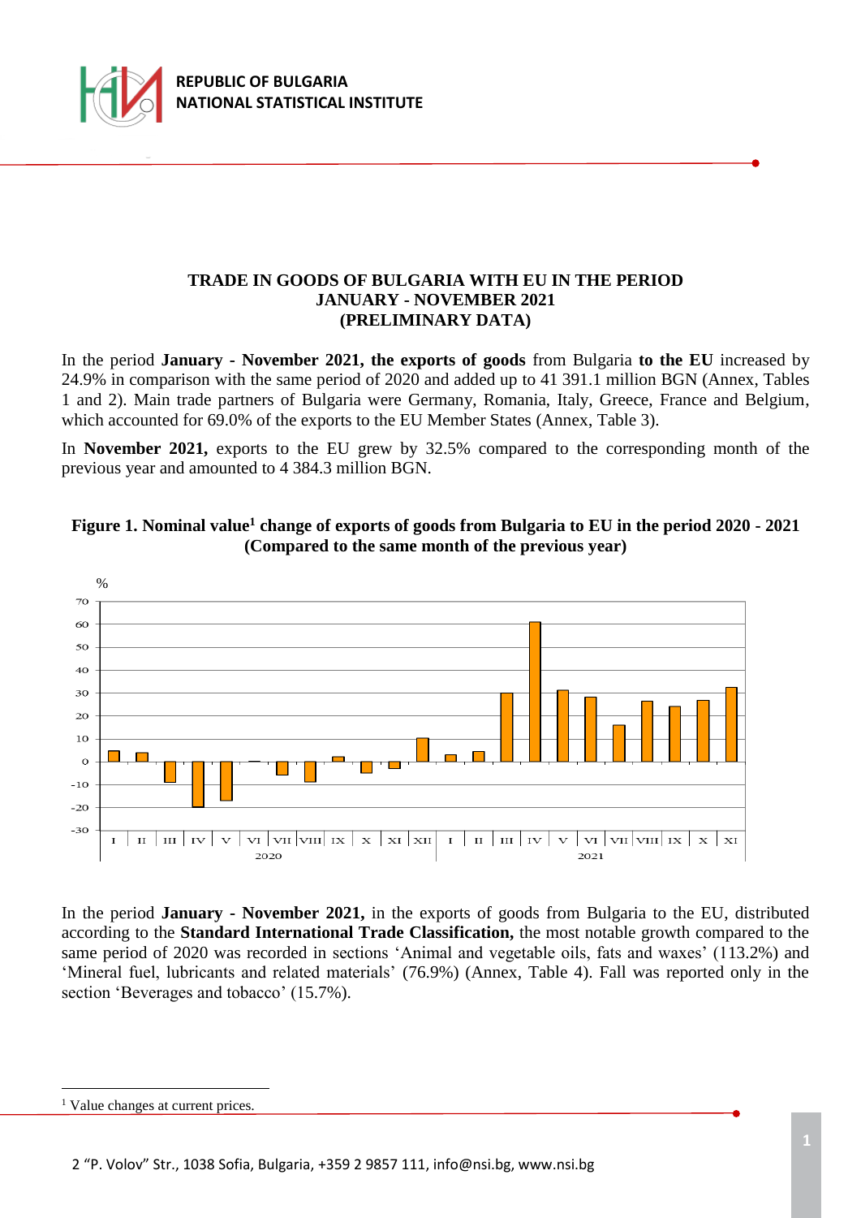REPUBLIC OF BULGARIA
NATIONAL STATISTICAL INSTITUTE

# TRADE IN GOODS OF BULGARIA WITH EU IN THE PERIOD JANUARY - NOVEMBER 2021 (PRELIMINARY DATA)

In the period **January - November 2021, the exports of goods** from Bulgaria **to the EU** increased by 24.9% in comparison with the same period of 2020 and added up to 41 391.1 million BGN (Annex, Tables 1 and 2). Main trade partners of Bulgaria were Germany, Romania, Italy, Greece, France and Belgium, which accounted for 69.0% of the exports to the EU Member States (Annex, Table 3).

In **November 2021,** exports to the EU grew by 32.5% compared to the corresponding month of the previous year and amounted to 4 384.3 million BGN.

**Figure 1. Nominal value[1] change of exports of goods from Bulgaria to EU in the period 2020 - 2021 (Compared to the same month of the previous year)**

In the period **January - November 2021,** in the exports of goods from Bulgaria to the EU, distributed according to the **Standard International Trade Classification,** the most notable growth compared to the same period of 2020 was recorded in sections 'Animal and vegetable oils, fats and waxes' (113.2%) and 'Mineral fuel, lubricants and related materials' (76.9%) (Annex, Table 4). Fall was reported only in the section 'Beverages and tobacco' (15.7%).

[1] Value changes at current prices.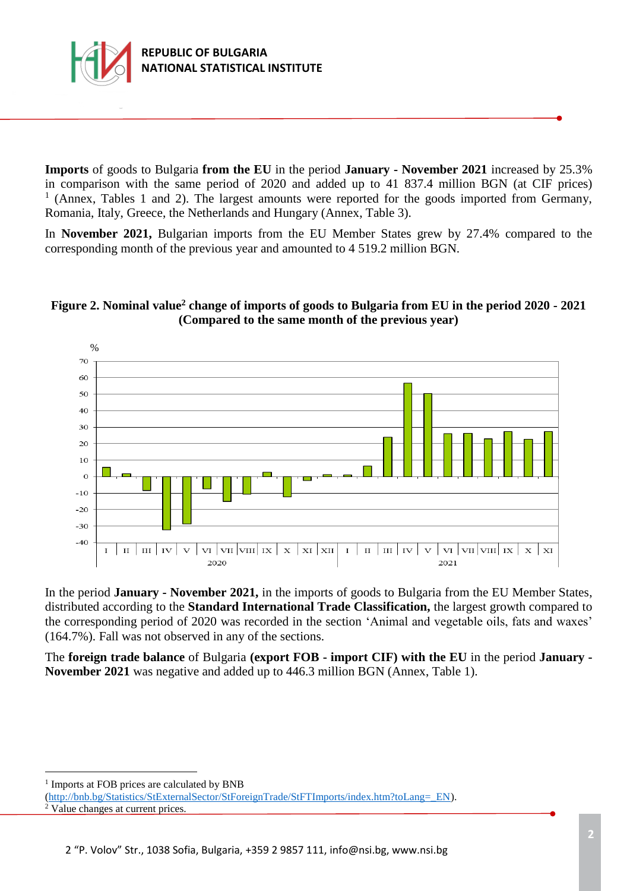**Imports** of goods to Bulgaria **from the EU** in the period **January - November 2021** increased by 25.3% in comparison with the same period of 2020 and added up to 41 837.4 million BGN (at CIF prices) [1] (Annex, Tables 1 and 2). The largest amounts were reported for the goods imported from Germany, Romania, Italy, Greece, the Netherlands and Hungary (Annex, Table 3).

In **November 2021,** Bulgarian imports from the EU Member States grew by 27.4% compared to the corresponding month of the previous year and amounted to 4 519.2 million BGN.

**Figure 2. Nominal value[2] change of imports of goods to Bulgaria from EU in the period 2020 - 2021 (Compared to the same month of the previous year)**

In the period **January - November 2021,** in the imports of goods to Bulgaria from the EU Member States, distributed according to the **Standard International Trade Classification,** the largest growth compared to the corresponding period of 2020 was recorded in the section 'Animal and vegetable oils, fats and waxes' (164.7%). Fall was not observed in any of the sections.

The **foreign trade balance** of Bulgaria **(export FOB - import CIF) with the EU** in the period **January - November 2021** was negative and added up to 446.3 million BGN (Annex, Table 1).

---

[1] Imports at FOB prices are calculated by BNB (http://bnb.bg/Statistics/StExternalSector/StForeignTrade/StFTImports/index.htm?toLang=_EN).

[2] Value changes at current prices.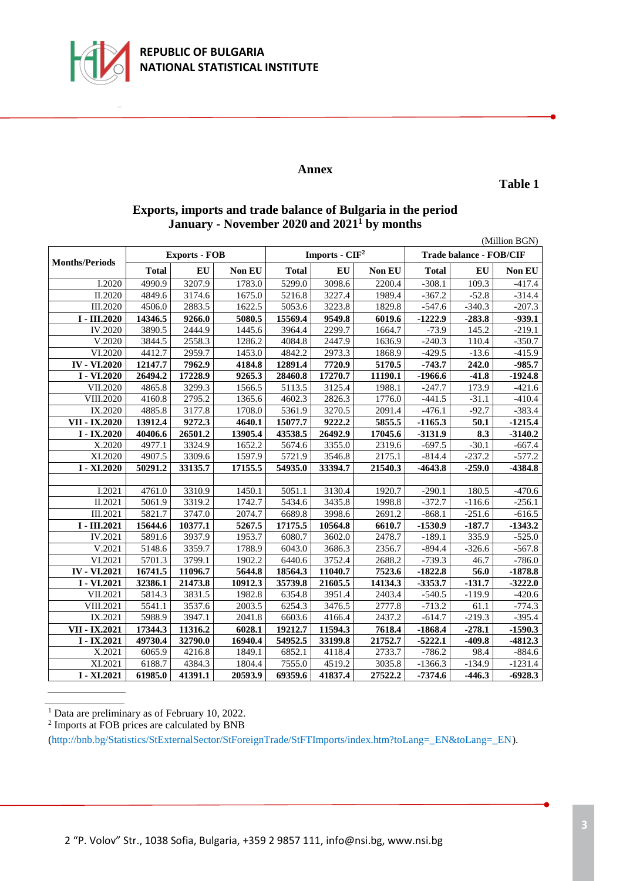REPUBLIC OF BULGARIA
NATIONAL STATISTICAL INSTITUTE

## Annex

**Table 1**

### Exports, imports and trade balance of Bulgaria in the period January - November 2020 and 2021[1] by months

(Million BGN)

| Months/Periods | Exports - FOB | | | Imports - CIF[2] | | | Trade balance - FOB/CIF | | |
|---|---|---|---|---|---|---|---|---|---|
| | **Total** | **EU** | **Non EU** | **Total** | **EU** | **Non EU** | **Total** | **EU** | **Non EU** |
| I.2020 | 4990.9 | 3207.9 | 1783.0 | 5299.0 | 3098.6 | 2200.4 | -308.1 | 109.3 | -417.4 |
| II.2020 | 4849.6 | 3174.6 | 1675.0 | 5216.8 | 3227.4 | 1989.4 | -367.2 | -52.8 | -314.4 |
| III.2020 | 4506.0 | 2883.5 | 1622.5 | 5053.6 | 3223.8 | 1829.8 | -547.6 | -340.3 | -207.3 |
| **I - III.2020** | **14346.5** | **9266.0** | **5080.5** | **15569.4** | **9549.8** | **6019.6** | **-1222.9** | **-283.8** | **-939.1** |
| IV.2020 | 3890.5 | 2444.9 | 1445.6 | 3964.4 | 2299.7 | 1664.7 | -73.9 | 145.2 | -219.1 |
| V.2020 | 3844.5 | 2558.3 | 1286.2 | 4084.8 | 2447.9 | 1636.9 | -240.3 | 110.4 | -350.7 |
| VI.2020 | 4412.7 | 2959.7 | 1453.0 | 4842.2 | 2973.3 | 1868.9 | -429.5 | -13.6 | -415.9 |
| **IV - VI.2020** | **12147.7** | **7962.9** | **4184.8** | **12891.4** | **7720.9** | **5170.5** | **-743.7** | **242.0** | **-985.7** |
| **I - VI.2020** | **26494.2** | **17228.9** | **9265.3** | **28460.8** | **17270.7** | **11190.1** | **-1966.6** | **-41.8** | **-1924.8** |
| VII.2020 | 4865.8 | 3299.3 | 1566.5 | 5113.5 | 3125.4 | 1988.1 | -247.7 | 173.9 | -421.6 |
| VIII.2020 | 4160.8 | 2795.2 | 1365.6 | 4602.3 | 2826.3 | 1776.0 | -441.5 | -31.1 | -410.4 |
| IX.2020 | 4885.8 | 3177.8 | 1708.0 | 5361.9 | 3270.5 | 2091.4 | -476.1 | -92.7 | -383.4 |
| **VII - IX.2020** | **13912.4** | **9272.3** | **4640.1** | **15077.7** | **9222.2** | **5855.5** | **-1165.3** | **50.1** | **-1215.4** |
| **I - IX.2020** | **40406.6** | **26501.2** | **13905.4** | **43538.5** | **26492.9** | **17045.6** | **-3131.9** | **8.3** | **-3140.2** |
| X.2020 | 4977.1 | 3324.9 | 1652.2 | 5674.6 | 3355.0 | 2319.6 | -697.5 | -30.1 | -667.4 |
| XI.2020 | 4907.5 | 3309.6 | 1597.9 | 5721.9 | 3546.8 | 2175.1 | -814.4 | -237.2 | -577.2 |
| **I - XI.2020** | **50291.2** | **33135.7** | **17155.5** | **54935.0** | **33394.7** | **21540.3** | **-4643.8** | **-259.0** | **-4384.8** |
| | | | | | | | | | |
| I.2021 | 4761.0 | 3310.9 | 1450.1 | 5051.1 | 3130.4 | 1920.7 | -290.1 | 180.5 | -470.6 |
| II.2021 | 5061.9 | 3319.2 | 1742.7 | 5434.6 | 3435.8 | 1998.8 | -372.7 | -116.6 | -256.1 |
| III.2021 | 5821.7 | 3747.0 | 2074.7 | 6689.8 | 3998.6 | 2691.2 | -868.1 | -251.6 | -616.5 |
| **I - III.2021** | **15644.6** | **10377.1** | **5267.5** | **17175.5** | **10564.8** | **6610.7** | **-1530.9** | **-187.7** | **-1343.2** |
| IV.2021 | 5891.6 | 3937.9 | 1953.7 | 6080.7 | 3602.0 | 2478.7 | -189.1 | 335.9 | -525.0 |
| V.2021 | 5148.6 | 3359.7 | 1788.9 | 6043.0 | 3686.3 | 2356.7 | -894.4 | -326.6 | -567.8 |
| VI.2021 | 5701.3 | 3799.1 | 1902.2 | 6440.6 | 3752.4 | 2688.2 | -739.3 | 46.7 | -786.0 |
| **IV - VI.2021** | **16741.5** | **11096.7** | **5644.8** | **18564.3** | **11040.7** | **7523.6** | **-1822.8** | **56.0** | **-1878.8** |
| **I - VI.2021** | **32386.1** | **21473.8** | **10912.3** | **35739.8** | **21605.5** | **14134.3** | **-3353.7** | **-131.7** | **-3222.0** |
| VII.2021 | 5814.3 | 3831.5 | 1982.8 | 6354.8 | 3951.4 | 2403.4 | -540.5 | -119.9 | -420.6 |
| VIII.2021 | 5541.1 | 3537.6 | 2003.5 | 6254.3 | 3476.5 | 2777.8 | -713.2 | 61.1 | -774.3 |
| IX.2021 | 5988.9 | 3947.1 | 2041.8 | 6603.6 | 4166.4 | 2437.2 | -614.7 | -219.3 | -395.4 |
| **VII - IX.2021** | **17344.3** | **11316.2** | **6028.1** | **19212.7** | **11594.3** | **7618.4** | **-1868.4** | **-278.1** | **-1590.3** |
| **I - IX.2021** | **49730.4** | **32790.0** | **16940.4** | **54952.5** | **33199.8** | **21752.7** | **-5222.1** | **-409.8** | **-4812.3** |
| X.2021 | 6065.9 | 4216.8 | 1849.1 | 6852.1 | 4118.4 | 2733.7 | -786.2 | 98.4 | -884.6 |
| XI.2021 | 6188.7 | 4384.3 | 1804.4 | 7555.0 | 4519.2 | 3035.8 | -1366.3 | -134.9 | -1231.4 |
| **I - XI.2021** | **61985.0** | **41391.1** | **20593.9** | **69359.6** | **41837.4** | **27522.2** | **-7374.6** | **-446.3** | **-6928.3** |

[1] Data are preliminary as of February 10, 2022.

[2] Imports at FOB prices are calculated by BNB (http://bnb.bg/Statistics/StExternalSector/StForeignTrade/StFTImports/index.htm?toLang=_EN&toLang=_EN).

2 "P. Volov" Str., 1038 Sofia, Bulgaria, +359 2 9857 111, info@nsi.bg, www.nsi.bg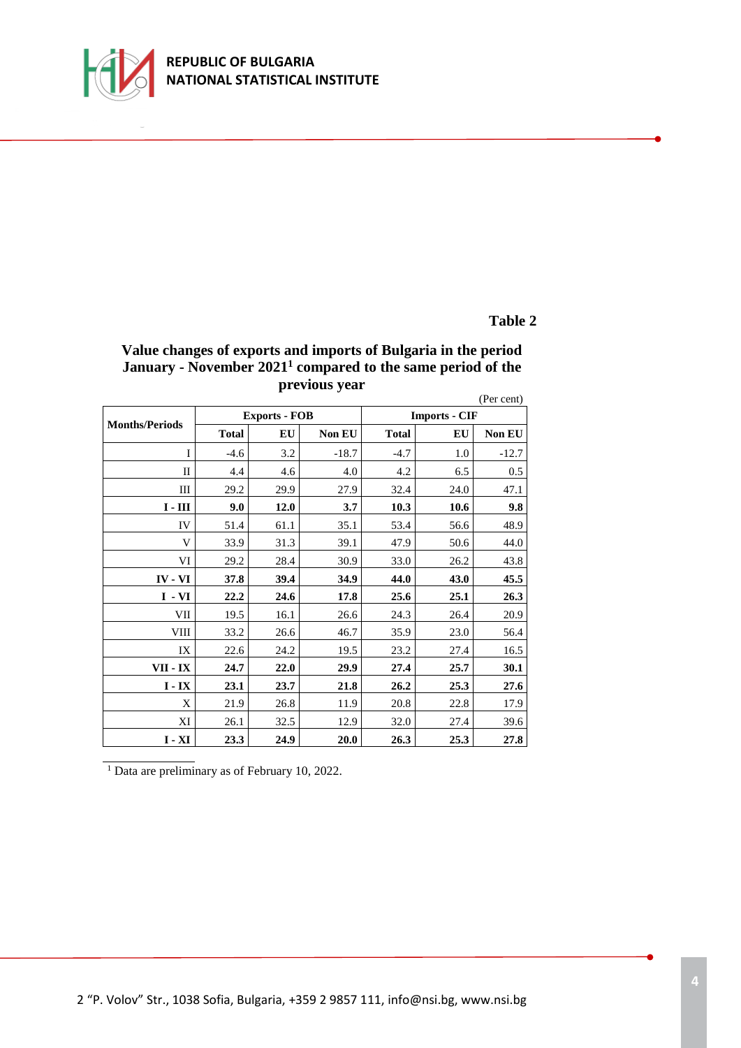**Table 2**

**Value changes of exports and imports of Bulgaria in the period January - November 2021[1] compared to the same period of the previous year**

(Per cent)

| Months/Periods | Exports - FOB | | | Imports - CIF | | |
|---|---|---|---|---|---|---|
| | **Total** | **EU** | **Non EU** | **Total** | **EU** | **Non EU** |
| I | -4.6 | 3.2 | -18.7 | -4.7 | 1.0 | -12.7 |
| II | 4.4 | 4.6 | 4.0 | 4.2 | 6.5 | 0.5 |
| III | 29.2 | 29.9 | 27.9 | 32.4 | 24.0 | 47.1 |
| **I - III** | **9.0** | **12.0** | **3.7** | **10.3** | **10.6** | **9.8** |
| IV | 51.4 | 61.1 | 35.1 | 53.4 | 56.6 | 48.9 |
| V | 33.9 | 31.3 | 39.1 | 47.9 | 50.6 | 44.0 |
| VI | 29.2 | 28.4 | 30.9 | 33.0 | 26.2 | 43.8 |
| **IV - VI** | **37.8** | **39.4** | **34.9** | **44.0** | **43.0** | **45.5** |
| **I - VI** | **22.2** | **24.6** | **17.8** | **25.6** | **25.1** | **26.3** |
| VII | 19.5 | 16.1 | 26.6 | 24.3 | 26.4 | 20.9 |
| VIII | 33.2 | 26.6 | 46.7 | 35.9 | 23.0 | 56.4 |
| IX | 22.6 | 24.2 | 19.5 | 23.2 | 27.4 | 16.5 |
| **VII - IX** | **24.7** | **22.0** | **29.9** | **27.4** | **25.7** | **30.1** |
| **I - IX** | **23.1** | **23.7** | **21.8** | **26.2** | **25.3** | **27.6** |
| X | 21.9 | 26.8 | 11.9 | 20.8 | 22.8 | 17.9 |
| XI | 26.1 | 32.5 | 12.9 | 32.0 | 27.4 | 39.6 |
| **I - XI** | **23.3** | **24.9** | **20.0** | **26.3** | **25.3** | **27.8** |

[1] Data are preliminary as of February 10, 2022.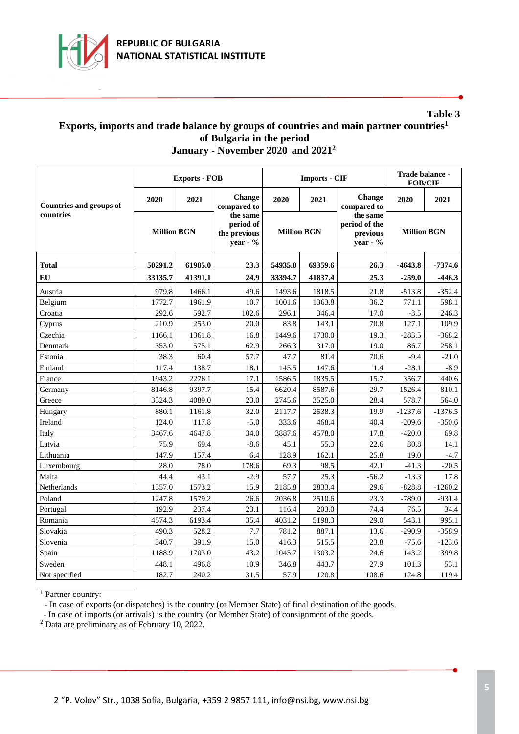**Table 3**

## Exports, imports and trade balance by groups of countries and main partner countries[1] of Bulgaria in the period January - November 2020 and 2021[2]

| Countries and groups of countries | Exports - FOB | | | Imports - CIF | | | Trade balance - FOB/CIF | |
|---|---|---|---|---|---|---|---|---|
| | 2020 | 2021 | Change compared to the same period of the previous year - % | 2020 | 2021 | Change compared to the same period of the previous year - % | 2020 | 2021 |
| | Million BGN | | | Million BGN | | | Million BGN | |
| **Total** | **50291.2** | **61985.0** | **23.3** | **54935.0** | **69359.6** | **26.3** | **-4643.8** | **-7374.6** |
| **EU** | **33135.7** | **41391.1** | **24.9** | **33394.7** | **41837.4** | **25.3** | **-259.0** | **-446.3** |
| Austria | 979.8 | 1466.1 | 49.6 | 1493.6 | 1818.5 | 21.8 | -513.8 | -352.4 |
| Belgium | 1772.7 | 1961.9 | 10.7 | 1001.6 | 1363.8 | 36.2 | 771.1 | 598.1 |
| Croatia | 292.6 | 592.7 | 102.6 | 296.1 | 346.4 | 17.0 | -3.5 | 246.3 |
| Cyprus | 210.9 | 253.0 | 20.0 | 83.8 | 143.1 | 70.8 | 127.1 | 109.9 |
| Czechia | 1166.1 | 1361.8 | 16.8 | 1449.6 | 1730.0 | 19.3 | -283.5 | -368.2 |
| Denmark | 353.0 | 575.1 | 62.9 | 266.3 | 317.0 | 19.0 | 86.7 | 258.1 |
| Estonia | 38.3 | 60.4 | 57.7 | 47.7 | 81.4 | 70.6 | -9.4 | -21.0 |
| Finland | 117.4 | 138.7 | 18.1 | 145.5 | 147.6 | 1.4 | -28.1 | -8.9 |
| France | 1943.2 | 2276.1 | 17.1 | 1586.5 | 1835.5 | 15.7 | 356.7 | 440.6 |
| Germany | 8146.8 | 9397.7 | 15.4 | 6620.4 | 8587.6 | 29.7 | 1526.4 | 810.1 |
| Greece | 3324.3 | 4089.0 | 23.0 | 2745.6 | 3525.0 | 28.4 | 578.7 | 564.0 |
| Hungary | 880.1 | 1161.8 | 32.0 | 2117.7 | 2538.3 | 19.9 | -1237.6 | -1376.5 |
| Ireland | 124.0 | 117.8 | -5.0 | 333.6 | 468.4 | 40.4 | -209.6 | -350.6 |
| Italy | 3467.6 | 4647.8 | 34.0 | 3887.6 | 4578.0 | 17.8 | -420.0 | 69.8 |
| Latvia | 75.9 | 69.4 | -8.6 | 45.1 | 55.3 | 22.6 | 30.8 | 14.1 |
| Lithuania | 147.9 | 157.4 | 6.4 | 128.9 | 162.1 | 25.8 | 19.0 | -4.7 |
| Luxembourg | 28.0 | 78.0 | 178.6 | 69.3 | 98.5 | 42.1 | -41.3 | -20.5 |
| Malta | 44.4 | 43.1 | -2.9 | 57.7 | 25.3 | -56.2 | -13.3 | 17.8 |
| Netherlands | 1357.0 | 1573.2 | 15.9 | 2185.8 | 2833.4 | 29.6 | -828.8 | -1260.2 |
| Poland | 1247.8 | 1579.2 | 26.6 | 2036.8 | 2510.6 | 23.3 | -789.0 | -931.4 |
| Portugal | 192.9 | 237.4 | 23.1 | 116.4 | 203.0 | 74.4 | 76.5 | 34.4 |
| Romania | 4574.3 | 6193.4 | 35.4 | 4031.2 | 5198.3 | 29.0 | 543.1 | 995.1 |
| Slovakia | 490.3 | 528.2 | 7.7 | 781.2 | 887.1 | 13.6 | -290.9 | -358.9 |
| Slovenia | 340.7 | 391.9 | 15.0 | 416.3 | 515.5 | 23.8 | -75.6 | -123.6 |
| Spain | 1188.9 | 1703.0 | 43.2 | 1045.7 | 1303.2 | 24.6 | 143.2 | 399.8 |
| Sweden | 448.1 | 496.8 | 10.9 | 346.8 | 443.7 | 27.9 | 101.3 | 53.1 |
| Not specified | 182.7 | 240.2 | 31.5 | 57.9 | 120.8 | 108.6 | 124.8 | 119.4 |

[1] Partner country:
- In case of exports (or dispatches) is the country (or Member State) of final destination of the goods.
- In case of imports (or arrivals) is the country (or Member State) of consignment of the goods.

[2] Data are preliminary as of February 10, 2022.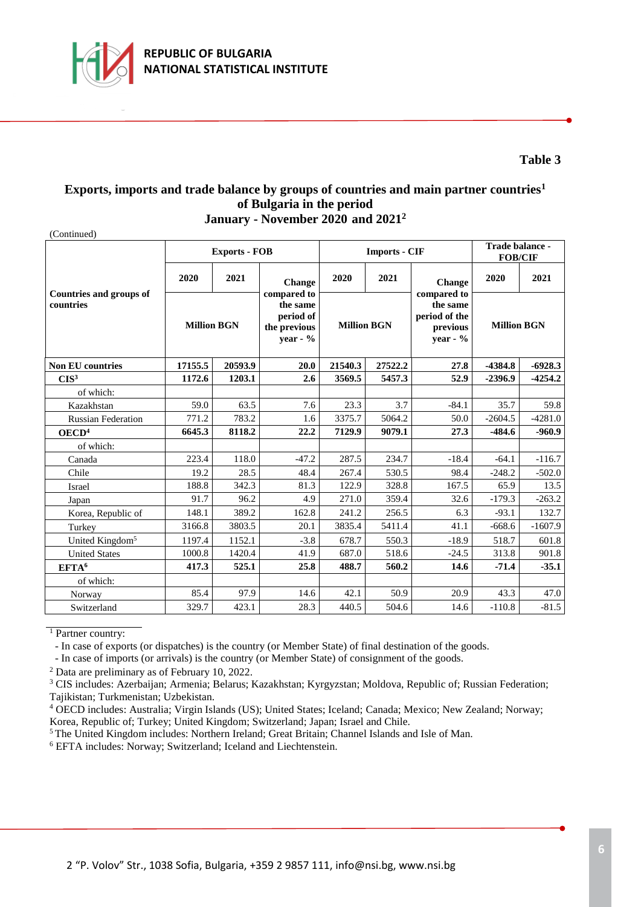**Table 3**

**Exports, imports and trade balance by groups of countries and main partner countries[1] of Bulgaria in the period January - November 2020 and 2021[2]**

(Continued)

| Countries and groups of countries | Exports - FOB | | | Imports - CIF | | | Trade balance - FOB/CIF | |
|---|---|---|---|---|---|---|---|---|
| | 2020 | 2021 | Change compared to the same period of the previous year - % | 2020 | 2021 | Change compared to the same period of the previous year - % | 2020 | 2021 |
| | Million BGN | | | Million BGN | | | Million BGN | |
| **Non EU countries** | **17155.5** | **20593.9** | **20.0** | **21540.3** | **27522.2** | **27.8** | **-4384.8** | **-6928.3** |
| **CIS[3]** | **1172.6** | **1203.1** | **2.6** | **3569.5** | **5457.3** | **52.9** | **-2396.9** | **-4254.2** |
| of which: | | | | | | | | |
| Kazakhstan | 59.0 | 63.5 | 7.6 | 23.3 | 3.7 | -84.1 | 35.7 | 59.8 |
| Russian Federation | 771.2 | 783.2 | 1.6 | 3375.7 | 5064.2 | 50.0 | -2604.5 | -4281.0 |
| **OECD[4]** | **6645.3** | **8118.2** | **22.2** | **7129.9** | **9079.1** | **27.3** | **-484.6** | **-960.9** |
| of which: | | | | | | | | |
| Canada | 223.4 | 118.0 | -47.2 | 287.5 | 234.7 | -18.4 | -64.1 | -116.7 |
| Chile | 19.2 | 28.5 | 48.4 | 267.4 | 530.5 | 98.4 | -248.2 | -502.0 |
| Israel | 188.8 | 342.3 | 81.3 | 122.9 | 328.8 | 167.5 | 65.9 | 13.5 |
| Japan | 91.7 | 96.2 | 4.9 | 271.0 | 359.4 | 32.6 | -179.3 | -263.2 |
| Korea, Republic of | 148.1 | 389.2 | 162.8 | 241.2 | 256.5 | 6.3 | -93.1 | 132.7 |
| Turkey | 3166.8 | 3803.5 | 20.1 | 3835.4 | 5411.4 | 41.1 | -668.6 | -1607.9 |
| United Kingdom[5] | 1197.4 | 1152.1 | -3.8 | 678.7 | 550.3 | -18.9 | 518.7 | 601.8 |
| United States | 1000.8 | 1420.4 | 41.9 | 687.0 | 518.6 | -24.5 | 313.8 | 901.8 |
| **EFTA[6]** | **417.3** | **525.1** | **25.8** | **488.7** | **560.2** | **14.6** | **-71.4** | **-35.1** |
| of which: | | | | | | | | |
| Norway | 85.4 | 97.9 | 14.6 | 42.1 | 50.9 | 20.9 | 43.3 | 47.0 |
| Switzerland | 329.7 | 423.1 | 28.3 | 440.5 | 504.6 | 14.6 | -110.8 | -81.5 |

[1] Partner country:
- In case of exports (or dispatches) is the country (or Member State) of final destination of the goods.
- In case of imports (or arrivals) is the country (or Member State) of consignment of the goods.

[2] Data are preliminary as of February 10, 2022.

[3] CIS includes: Azerbaijan; Armenia; Belarus; Kazakhstan; Kyrgyzstan; Moldova, Republic of; Russian Federation; Tajikistan; Turkmenistan; Uzbekistan.

[4] OECD includes: Australia; Virgin Islands (US); United States; Iceland; Canada; Mexico; New Zealand; Norway; Korea, Republic of; Turkey; United Kingdom; Switzerland; Japan; Israel and Chile.

[5] The United Kingdom includes: Northern Ireland; Great Britain; Channel Islands and Isle of Man.

[6] EFTA includes: Norway; Switzerland; Iceland and Liechtenstein.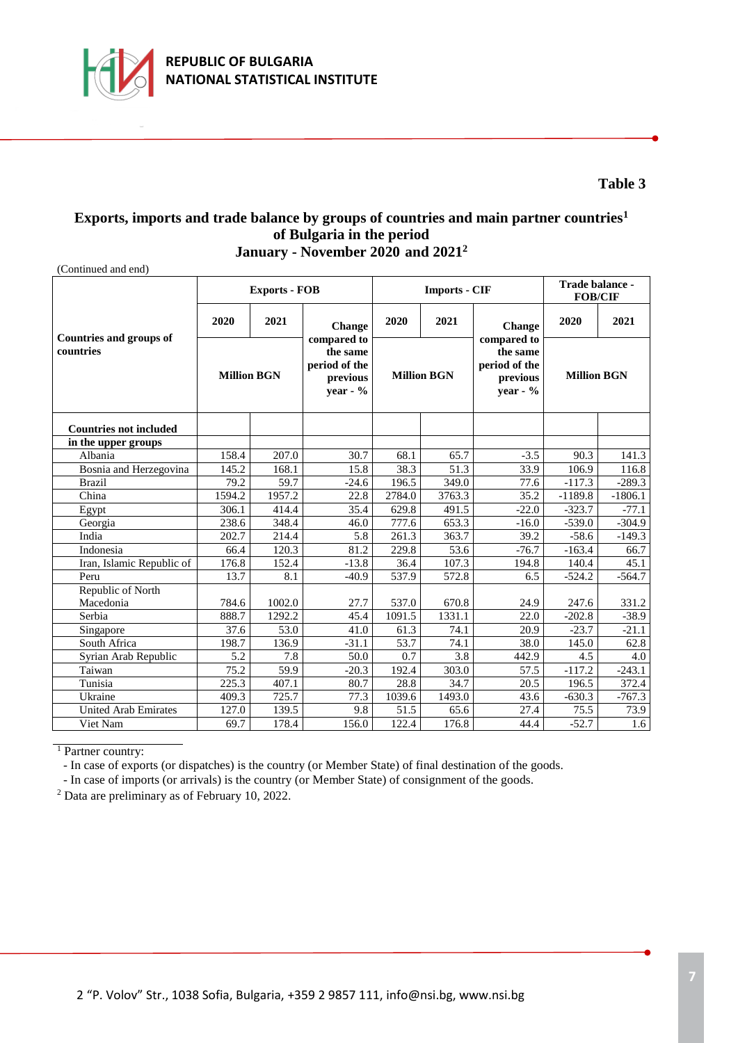**Table 3**

**Exports, imports and trade balance by groups of countries and main partner countries[1] of Bulgaria in the period January - November 2020 and 2021[2]**

(Continued and end)

| Countries and groups of countries | Exports - FOB | | | Imports - CIF | | | Trade balance - FOB/CIF | |
|---|---|---|---|---|---|---|---|---|
| | 2020 | 2021 | Change compared to the same period of the previous year - % | 2020 | 2021 | Change compared to the same period of the previous year - % | 2020 | 2021 |
| | Million BGN | | | Million BGN | | | Million BGN | |
| **Countries not included in the upper groups** | | | | | | | | |
| Albania | 158.4 | 207.0 | 30.7 | 68.1 | 65.7 | -3.5 | 90.3 | 141.3 |
| Bosnia and Herzegovina | 145.2 | 168.1 | 15.8 | 38.3 | 51.3 | 33.9 | 106.9 | 116.8 |
| Brazil | 79.2 | 59.7 | -24.6 | 196.5 | 349.0 | 77.6 | -117.3 | -289.3 |
| China | 1594.2 | 1957.2 | 22.8 | 2784.0 | 3763.3 | 35.2 | -1189.8 | -1806.1 |
| Egypt | 306.1 | 414.4 | 35.4 | 629.8 | 491.5 | -22.0 | -323.7 | -77.1 |
| Georgia | 238.6 | 348.4 | 46.0 | 777.6 | 653.3 | -16.0 | -539.0 | -304.9 |
| India | 202.7 | 214.4 | 5.8 | 261.3 | 363.7 | 39.2 | -58.6 | -149.3 |
| Indonesia | 66.4 | 120.3 | 81.2 | 229.8 | 53.6 | -76.7 | -163.4 | 66.7 |
| Iran, Islamic Republic of | 176.8 | 152.4 | -13.8 | 36.4 | 107.3 | 194.8 | 140.4 | 45.1 |
| Peru | 13.7 | 8.1 | -40.9 | 537.9 | 572.8 | 6.5 | -524.2 | -564.7 |
| Republic of North Macedonia | 784.6 | 1002.0 | 27.7 | 537.0 | 670.8 | 24.9 | 247.6 | 331.2 |
| Serbia | 888.7 | 1292.2 | 45.4 | 1091.5 | 1331.1 | 22.0 | -202.8 | -38.9 |
| Singapore | 37.6 | 53.0 | 41.0 | 61.3 | 74.1 | 20.9 | -23.7 | -21.1 |
| South Africa | 198.7 | 136.9 | -31.1 | 53.7 | 74.1 | 38.0 | 145.0 | 62.8 |
| Syrian Arab Republic | 5.2 | 7.8 | 50.0 | 0.7 | 3.8 | 442.9 | 4.5 | 4.0 |
| Taiwan | 75.2 | 59.9 | -20.3 | 192.4 | 303.0 | 57.5 | -117.2 | -243.1 |
| Tunisia | 225.3 | 407.1 | 80.7 | 28.8 | 34.7 | 20.5 | 196.5 | 372.4 |
| Ukraine | 409.3 | 725.7 | 77.3 | 1039.6 | 1493.0 | 43.6 | -630.3 | -767.3 |
| United Arab Emirates | 127.0 | 139.5 | 9.8 | 51.5 | 65.6 | 27.4 | 75.5 | 73.9 |
| Viet Nam | 69.7 | 178.4 | 156.0 | 122.4 | 176.8 | 44.4 | -52.7 | 1.6 |

[1] Partner country:
- In case of exports (or dispatches) is the country (or Member State) of final destination of the goods.
- In case of imports (or arrivals) is the country (or Member State) of consignment of the goods.

[2] Data are preliminary as of February 10, 2022.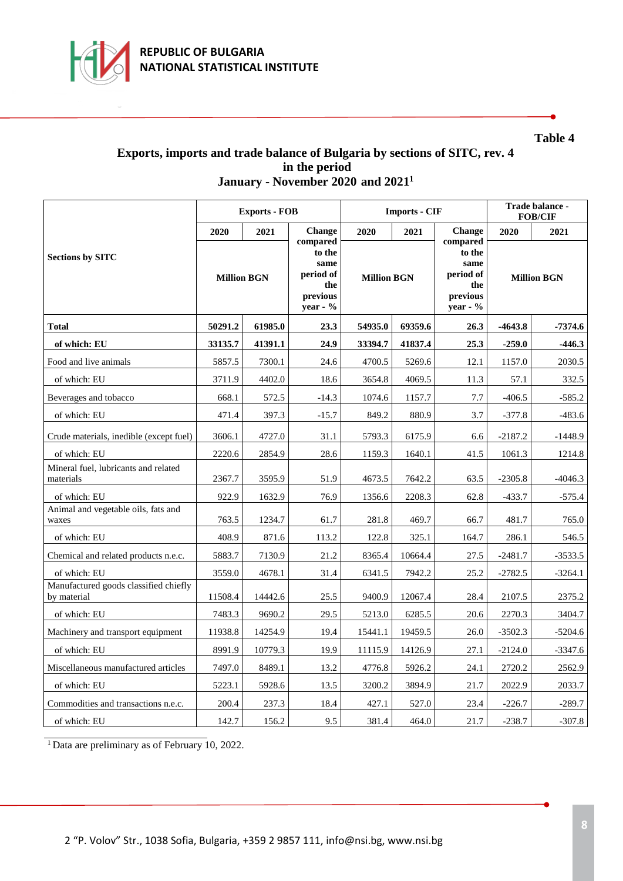Table 4

## Exports, imports and trade balance of Bulgaria by sections of SITC, rev. 4 in the period January - November 2020 and 2021[1]

| Sections by SITC | Exports - FOB | | | Imports - CIF | | | Trade balance - FOB/CIF | |
|---|---|---|---|---|---|---|---|---|
| | 2020 | 2021 | Change compared to the same period of the previous year - % | 2020 | 2021 | Change compared to the same period of the previous year - % | 2020 | 2021 |
| | Million BGN | | | Million BGN | | | Million BGN | |
| **Total** | **50291.2** | **61985.0** | **23.3** | **54935.0** | **69359.6** | **26.3** | **-4643.8** | **-7374.6** |
| **of which: EU** | **33135.7** | **41391.1** | **24.9** | **33394.7** | **41837.4** | **25.3** | **-259.0** | **-446.3** |
| Food and live animals | 5857.5 | 7300.1 | 24.6 | 4700.5 | 5269.6 | 12.1 | 1157.0 | 2030.5 |
| of which: EU | 3711.9 | 4402.0 | 18.6 | 3654.8 | 4069.5 | 11.3 | 57.1 | 332.5 |
| Beverages and tobacco | 668.1 | 572.5 | -14.3 | 1074.6 | 1157.7 | 7.7 | -406.5 | -585.2 |
| of which: EU | 471.4 | 397.3 | -15.7 | 849.2 | 880.9 | 3.7 | -377.8 | -483.6 |
| Crude materials, inedible (except fuel) | 3606.1 | 4727.0 | 31.1 | 5793.3 | 6175.9 | 6.6 | -2187.2 | -1448.9 |
| of which: EU | 2220.6 | 2854.9 | 28.6 | 1159.3 | 1640.1 | 41.5 | 1061.3 | 1214.8 |
| Mineral fuel, lubricants and related materials | 2367.7 | 3595.9 | 51.9 | 4673.5 | 7642.2 | 63.5 | -2305.8 | -4046.3 |
| of which: EU | 922.9 | 1632.9 | 76.9 | 1356.6 | 2208.3 | 62.8 | -433.7 | -575.4 |
| Animal and vegetable oils, fats and waxes | 763.5 | 1234.7 | 61.7 | 281.8 | 469.7 | 66.7 | 481.7 | 765.0 |
| of which: EU | 408.9 | 871.6 | 113.2 | 122.8 | 325.1 | 164.7 | 286.1 | 546.5 |
| Chemical and related products n.e.c. | 5883.7 | 7130.9 | 21.2 | 8365.4 | 10664.4 | 27.5 | -2481.7 | -3533.5 |
| of which: EU | 3559.0 | 4678.1 | 31.4 | 6341.5 | 7942.2 | 25.2 | -2782.5 | -3264.1 |
| Manufactured goods classified chiefly by material | 11508.4 | 14442.6 | 25.5 | 9400.9 | 12067.4 | 28.4 | 2107.5 | 2375.2 |
| of which: EU | 7483.3 | 9690.2 | 29.5 | 5213.0 | 6285.5 | 20.6 | 2270.3 | 3404.7 |
| Machinery and transport equipment | 11938.8 | 14254.9 | 19.4 | 15441.1 | 19459.5 | 26.0 | -3502.3 | -5204.6 |
| of which: EU | 8991.9 | 10779.3 | 19.9 | 11115.9 | 14126.9 | 27.1 | -2124.0 | -3347.6 |
| Miscellaneous manufactured articles | 7497.0 | 8489.1 | 13.2 | 4776.8 | 5926.2 | 24.1 | 2720.2 | 2562.9 |
| of which: EU | 5223.1 | 5928.6 | 13.5 | 3200.2 | 3894.9 | 21.7 | 2022.9 | 2033.7 |
| Commodities and transactions n.e.c. | 200.4 | 237.3 | 18.4 | 427.1 | 527.0 | 23.4 | -226.7 | -289.7 |
| of which: EU | 142.7 | 156.2 | 9.5 | 381.4 | 464.0 | 21.7 | -238.7 | -307.8 |

[1] Data are preliminary as of February 10, 2022.